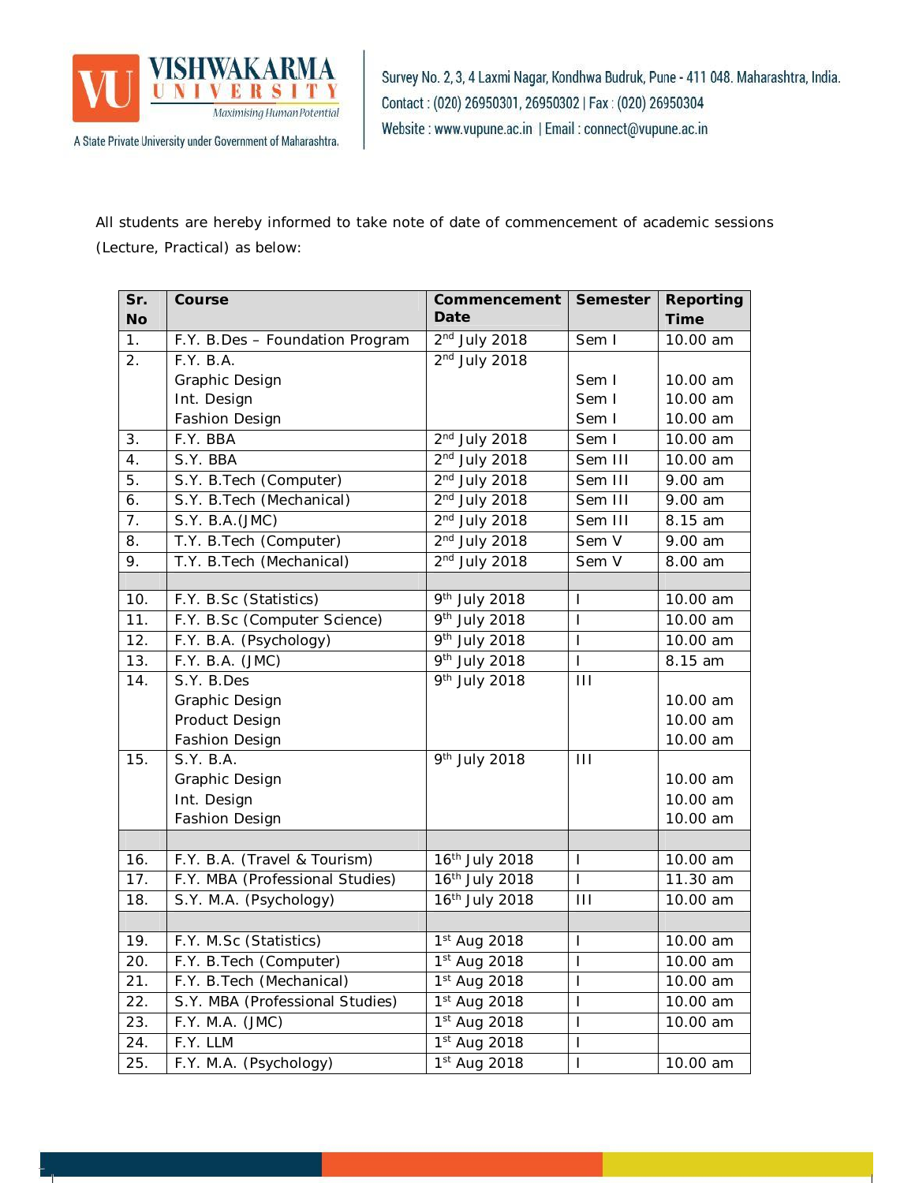**VISHWAKARMA UNIVERSITY**
*Maximising Human Potential*

A State Private University under Government of Maharashtra.

Survey No. 2, 3, 4 Laxmi Nagar, Kondhwa Budruk, Pune - 411 048. Maharashtra, India.
Contact : (020) 26950301, 26950302 | Fax : (020) 26950304
Website : www.vupune.ac.in | Email : connect@vupune.ac.in

All students are hereby informed to take note of date of commencement of academic sessions (Lecture, Practical) as below:

| Sr. No | Course | Commencement Date | Semester | Reporting Time |
|---|---|---|---|---|
| 1. | F.Y. B.Des – Foundation Program | 2nd July 2018 | Sem I | 10.00 am |
| 2. | F.Y. B.A. | 2nd July 2018 | | |
| | Graphic Design | | Sem I | 10.00 am |
| | Int. Design | | Sem I | 10.00 am |
| | Fashion Design | | Sem I | 10.00 am |
| 3. | F.Y. BBA | 2nd July 2018 | Sem I | 10.00 am |
| 4. | S.Y. BBA | 2nd July 2018 | Sem III | 10.00 am |
| 5. | S.Y. B.Tech (Computer) | 2nd July 2018 | Sem III | 9.00 am |
| 6. | S.Y. B.Tech (Mechanical) | 2nd July 2018 | Sem III | 9.00 am |
| 7. | S.Y. B.A.(JMC) | 2nd July 2018 | Sem III | 8.15 am |
| 8. | T.Y. B.Tech (Computer) | 2nd July 2018 | Sem V | 9.00 am |
| 9. | T.Y. B.Tech (Mechanical) | 2nd July 2018 | Sem V | 8.00 am |
| | | | | |
| 10. | F.Y. B.Sc (Statistics) | 9th July 2018 | I | 10.00 am |
| 11. | F.Y. B.Sc (Computer Science) | 9th July 2018 | I | 10.00 am |
| 12. | F.Y. B.A. (Psychology) | 9th July 2018 | I | 10.00 am |
| 13. | F.Y. B.A. (JMC) | 9th July 2018 | I | 8.15 am |
| 14. | S.Y. B.Des | 9th July 2018 | III | |
| | Graphic Design | | | 10.00 am |
| | Product Design | | | 10.00 am |
| | Fashion Design | | | 10.00 am |
| 15. | S.Y. B.A. | 9th July 2018 | III | |
| | Graphic Design | | | 10.00 am |
| | Int. Design | | | 10.00 am |
| | Fashion Design | | | 10.00 am |
| | | | | |
| 16. | F.Y. B.A. (Travel & Tourism) | 16th July 2018 | I | 10.00 am |
| 17. | F.Y. MBA (Professional Studies) | 16th July 2018 | I | 11.30 am |
| 18. | S.Y. M.A. (Psychology) | 16th July 2018 | III | 10.00 am |
| | | | | |
| 19. | F.Y. M.Sc (Statistics) | 1st Aug 2018 | I | 10.00 am |
| 20. | F.Y. B.Tech (Computer) | 1st Aug 2018 | I | 10.00 am |
| 21. | F.Y. B.Tech (Mechanical) | 1st Aug 2018 | I | 10.00 am |
| 22. | S.Y. MBA (Professional Studies) | 1st Aug 2018 | I | 10.00 am |
| 23. | F.Y. M.A. (JMC) | 1st Aug 2018 | I | 10.00 am |
| 24. | F.Y. LLM | 1st Aug 2018 | I | |
| 25. | F.Y. M.A. (Psychology) | 1st Aug 2018 | I | 10.00 am |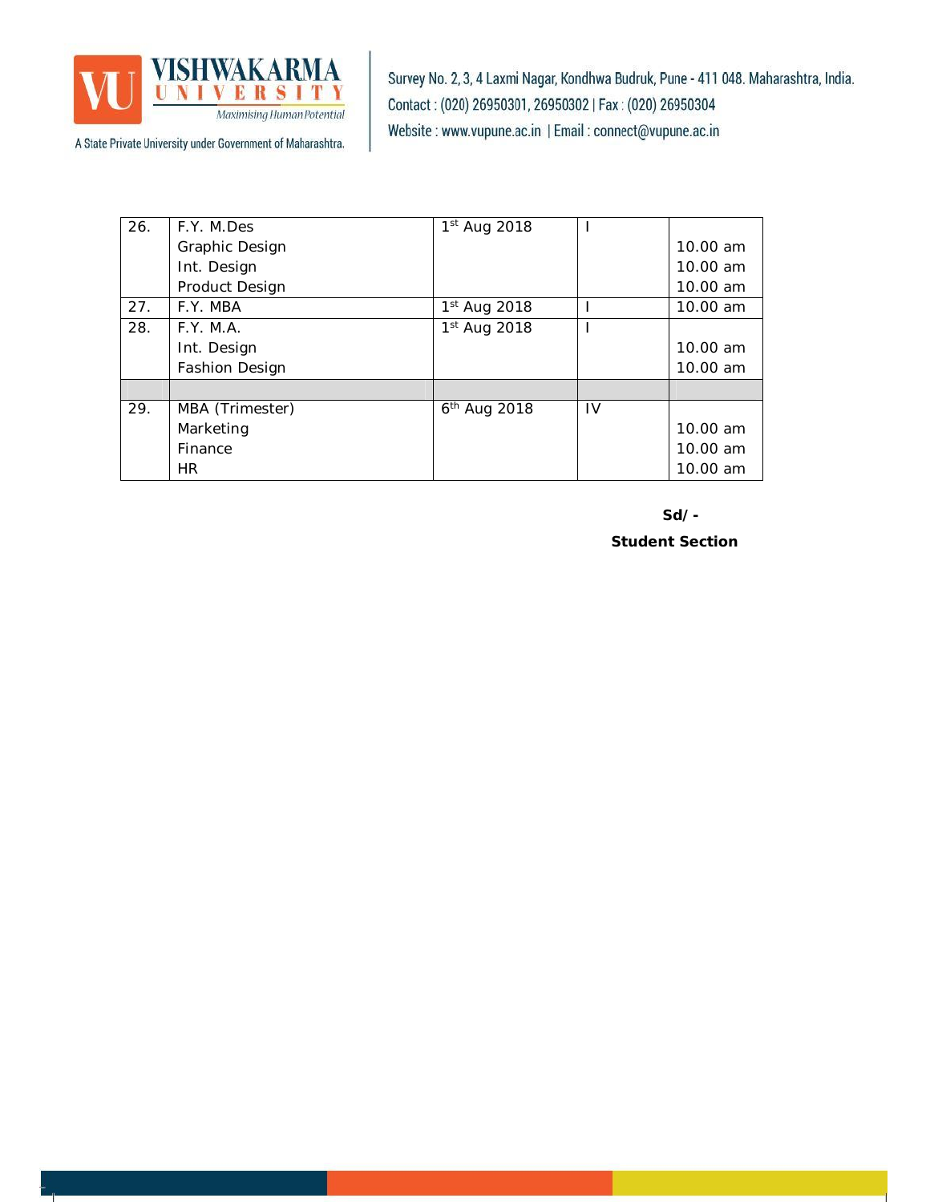| | | | | |
|---|---|---|---|---|
| 26. | F.Y. M.Des<br>Graphic Design<br>Int. Design<br>Product Design | 1st Aug 2018 | I | <br>10.00 am<br>10.00 am<br>10.00 am |
| 27. | F.Y. MBA | 1st Aug 2018 | I | 10.00 am |
| 28. | F.Y. M.A.<br>Int. Design<br>Fashion Design | 1st Aug 2018 | I | <br>10.00 am<br>10.00 am |
| | | | | |
| 29. | MBA (Trimester)<br>Marketing<br>Finance<br>HR | 6th Aug 2018 | IV | <br>10.00 am<br>10.00 am<br>10.00 am |

**Sd/-**

**Student Section**